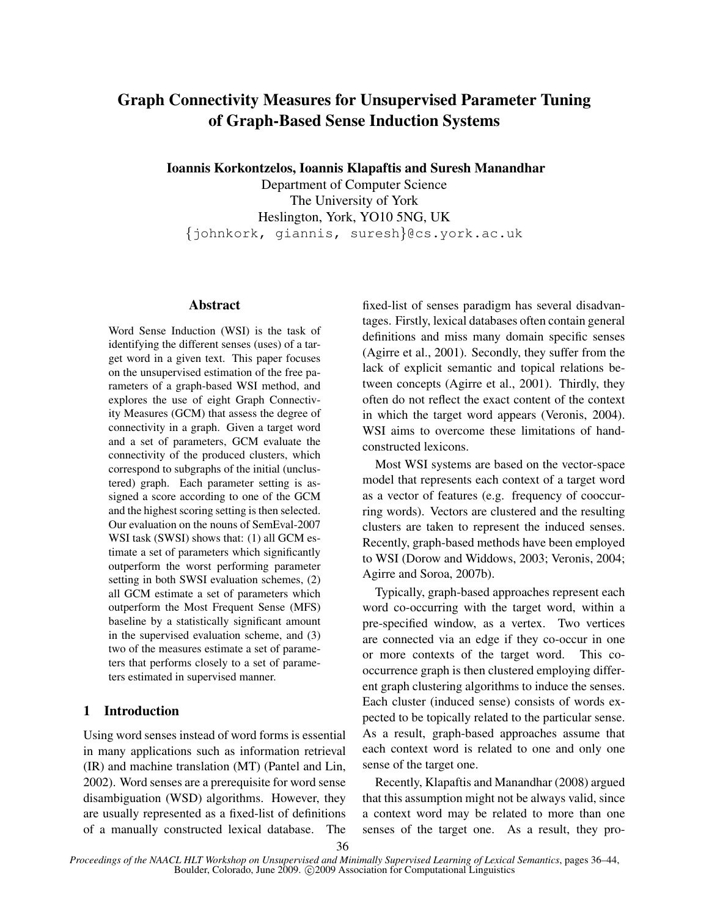# Graph Connectivity Measures for Unsupervised Parameter Tuning of Graph-Based Sense Induction Systems

**Ioannis Korkontzelos, Ioannis Klapaftis and Suresh Manandhar**

Department of Computer Science
The University of York
Heslington, York, YO10 5NG, UK
{johnkork, giannis, suresh}@cs.york.ac.uk

## Abstract

Word Sense Induction (WSI) is the task of identifying the different senses (uses) of a target word in a given text. This paper focuses on the unsupervised estimation of the free parameters of a graph-based WSI method, and explores the use of eight Graph Connectivity Measures (GCM) that assess the degree of connectivity in a graph. Given a target word and a set of parameters, GCM evaluate the connectivity of the produced clusters, which correspond to subgraphs of the initial (unclustered) graph. Each parameter setting is assigned a score according to one of the GCM and the highest scoring setting is then selected. Our evaluation on the nouns of SemEval-2007 WSI task (SWSI) shows that: (1) all GCM estimate a set of parameters which significantly outperform the worst performing parameter setting in both SWSI evaluation schemes, (2) all GCM estimate a set of parameters which outperform the Most Frequent Sense (MFS) baseline by a statistically significant amount in the supervised evaluation scheme, and (3) two of the measures estimate a set of parameters that performs closely to a set of parameters estimated in supervised manner.

## 1 Introduction

Using word senses instead of word forms is essential in many applications such as information retrieval (IR) and machine translation (MT) (Pantel and Lin, 2002). Word senses are a prerequisite for word sense disambiguation (WSD) algorithms. However, they are usually represented as a fixed-list of definitions of a manually constructed lexical database. The fixed-list of senses paradigm has several disadvantages. Firstly, lexical databases often contain general definitions and miss many domain specific senses (Agirre et al., 2001). Secondly, they suffer from the lack of explicit semantic and topical relations between concepts (Agirre et al., 2001). Thirdly, they often do not reflect the exact content of the context in which the target word appears (Veronis, 2004). WSI aims to overcome these limitations of hand-constructed lexicons.

Most WSI systems are based on the vector-space model that represents each context of a target word as a vector of features (e.g. frequency of cooccurring words). Vectors are clustered and the resulting clusters are taken to represent the induced senses. Recently, graph-based methods have been employed to WSI (Dorow and Widdows, 2003; Veronis, 2004; Agirre and Soroa, 2007b).

Typically, graph-based approaches represent each word co-occurring with the target word, within a pre-specified window, as a vertex. Two vertices are connected via an edge if they co-occur in one or more contexts of the target word. This co-occurrence graph is then clustered employing different graph clustering algorithms to induce the senses. Each cluster (induced sense) consists of words expected to be topically related to the particular sense. As a result, graph-based approaches assume that each context word is related to one and only one sense of the target one.

Recently, Klapaftis and Manandhar (2008) argued that this assumption might not be always valid, since a context word may be related to more than one senses of the target one. As a result, they pro-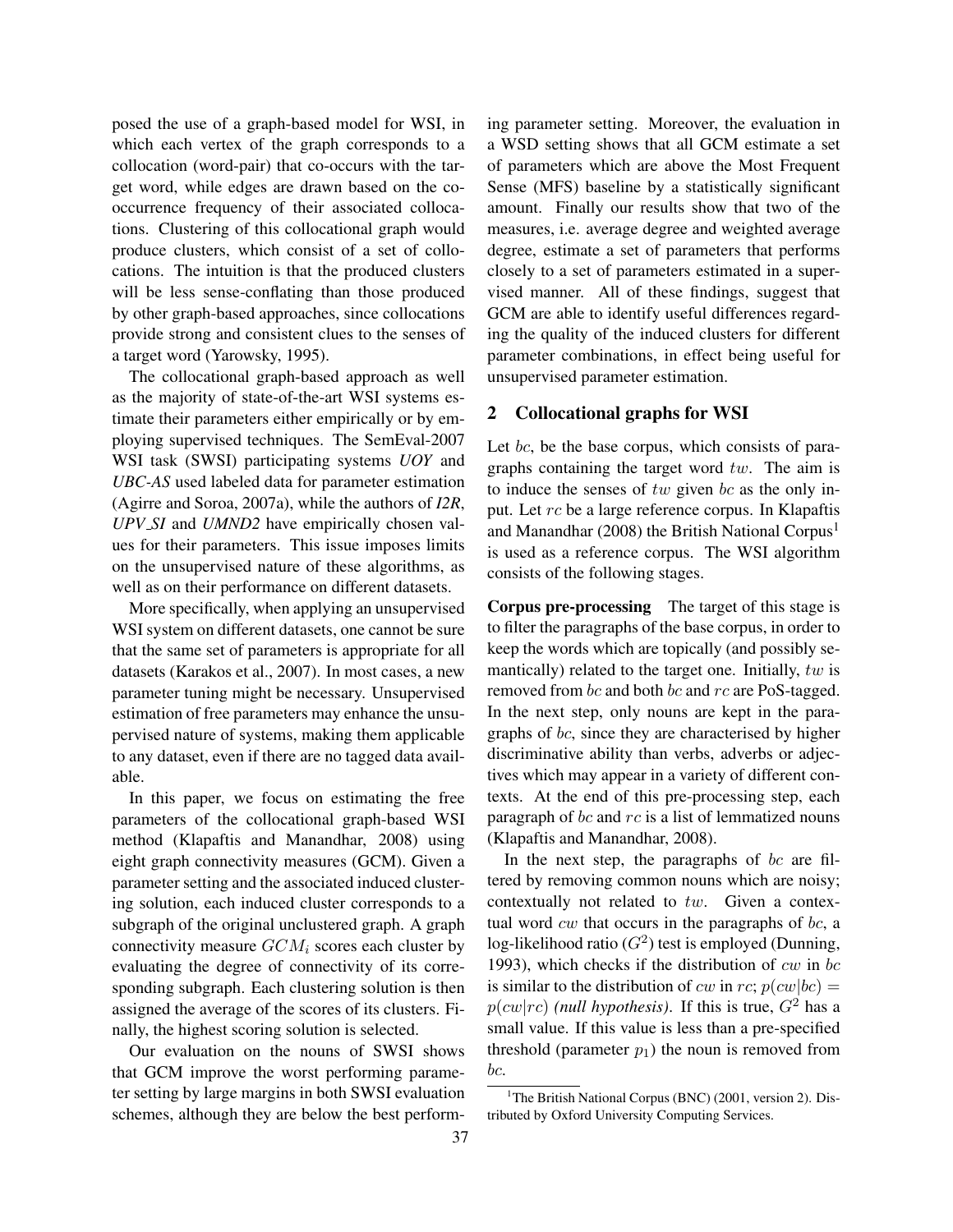posed the use of a graph-based model for WSI, in which each vertex of the graph corresponds to a collocation (word-pair) that co-occurs with the target word, while edges are drawn based on the co-occurrence frequency of their associated collocations. Clustering of this collocational graph would produce clusters, which consist of a set of collocations. The intuition is that the produced clusters will be less sense-conflating than those produced by other graph-based approaches, since collocations provide strong and consistent clues to the senses of a target word (Yarowsky, 1995).

The collocational graph-based approach as well as the majority of state-of-the-art WSI systems estimate their parameters either empirically or by employing supervised techniques. The SemEval-2007 WSI task (SWSI) participating systems *UOY* and *UBC-AS* used labeled data for parameter estimation (Agirre and Soroa, 2007a), while the authors of *I2R*, *UPV_SI* and *UMND2* have empirically chosen values for their parameters. This issue imposes limits on the unsupervised nature of these algorithms, as well as on their performance on different datasets.

More specifically, when applying an unsupervised WSI system on different datasets, one cannot be sure that the same set of parameters is appropriate for all datasets (Karakos et al., 2007). In most cases, a new parameter tuning might be necessary. Unsupervised estimation of free parameters may enhance the unsupervised nature of systems, making them applicable to any dataset, even if there are no tagged data available.

In this paper, we focus on estimating the free parameters of the collocational graph-based WSI method (Klapaftis and Manandhar, 2008) using eight graph connectivity measures (GCM). Given a parameter setting and the associated induced clustering solution, each induced cluster corresponds to a subgraph of the original unclustered graph. A graph connectivity measure $GCM_i$ scores each cluster by evaluating the degree of connectivity of its corresponding subgraph. Each clustering solution is then assigned the average of the scores of its clusters. Finally, the highest scoring solution is selected.

Our evaluation on the nouns of SWSI shows that GCM improve the worst performing parameter setting by large margins in both SWSI evaluation schemes, although they are below the best performing parameter setting. Moreover, the evaluation in a WSD setting shows that all GCM estimate a set of parameters which are above the Most Frequent Sense (MFS) baseline by a statistically significant amount. Finally our results show that two of the measures, i.e. average degree and weighted average degree, estimate a set of parameters that performs closely to a set of parameters estimated in a supervised manner. All of these findings, suggest that GCM are able to identify useful differences regarding the quality of the induced clusters for different parameter combinations, in effect being useful for unsupervised parameter estimation.

## 2 Collocational graphs for WSI

Let $bc$, be the base corpus, which consists of paragraphs containing the target word $tw$. The aim is to induce the senses of $tw$ given $bc$ as the only input. Let $rc$ be a large reference corpus. In Klapaftis and Manandhar (2008) the British National Corpus[1] is used as a reference corpus. The WSI algorithm consists of the following stages.

**Corpus pre-processing** The target of this stage is to filter the paragraphs of the base corpus, in order to keep the words which are topically (and possibly semantically) related to the target one. Initially, $tw$ is removed from $bc$ and both $bc$ and $rc$ are PoS-tagged. In the next step, only nouns are kept in the paragraphs of $bc$, since they are characterised by higher discriminative ability than verbs, adverbs or adjectives which may appear in a variety of different contexts. At the end of this pre-processing step, each paragraph of $bc$ and $rc$ is a list of lemmatized nouns (Klapaftis and Manandhar, 2008).

In the next step, the paragraphs of $bc$ are filtered by removing common nouns which are noisy; contextually not related to $tw$. Given a contextual word $cw$ that occurs in the paragraphs of $bc$, a log-likelihood ratio ($G^2$) test is employed (Dunning, 1993), which checks if the distribution of $cw$ in $bc$ is similar to the distribution of $cw$ in $rc$; $p(cw|bc) = p(cw|rc)$ ***(null hypothesis)***. If this is true, $G^2$ has a small value. If this value is less than a pre-specified threshold (parameter $p_1$) the noun is removed from $bc$.

[1] The British National Corpus (BNC) (2001, version 2). Distributed by Oxford University Computing Services.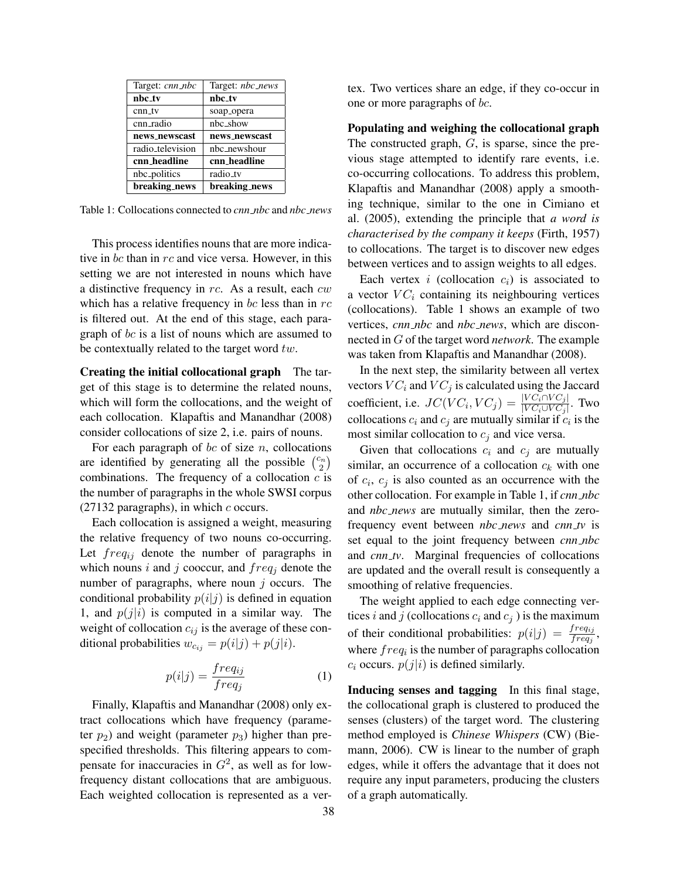| Target: *cnn_nbc* | Target: *nbc_news* |
|---|---|
| **nbc_tv** | **nbc_tv** |
| cnn_tv | soap_opera |
| cnn_radio | nbc_show |
| **news_newscast** | **news_newscast** |
| radio_television | nbc_newshour |
| **cnn_headline** | **cnn_headline** |
| nbc_politics | radio_tv |
| **breaking_news** | **breaking_news** |

Table 1: Collocations connected to *cnn_nbc* and *nbc_news*

This process identifies nouns that are more indicative in $bc$ than in $rc$ and vice versa. However, in this setting we are not interested in nouns which have a distinctive frequency in $rc$. As a result, each $cw$ which has a relative frequency in $bc$ less than in $rc$ is filtered out. At the end of this stage, each paragraph of $bc$ is a list of nouns which are assumed to be contextually related to the target word $tw$.

**Creating the initial collocational graph** The target of this stage is to determine the related nouns, which will form the collocations, and the weight of each collocation. Klapaftis and Manandhar (2008) consider collocations of size 2, i.e. pairs of nouns.

For each paragraph of $bc$ of size $n$, collocations are identified by generating all the possible $\binom{c_n}{2}$ combinations. The frequency of a collocation $c$ is the number of paragraphs in the whole SWSI corpus (27132 paragraphs), in which $c$ occurs.

Each collocation is assigned a weight, measuring the relative frequency of two nouns co-occurring. Let $freq_{ij}$ denote the number of paragraphs in which nouns $i$ and $j$ cooccur, and $freq_j$ denote the number of paragraphs, where noun $j$ occurs. The conditional probability $p(i|j)$ is defined in equation 1, and $p(j|i)$ is computed in a similar way. The weight of collocation $c_{ij}$ is the average of these conditional probabilities $w_{c_{ij}} = p(i|j) + p(j|i)$.

$$p(i|j) = \frac{freq_{ij}}{freq_j} \quad (1)$$

Finally, Klapaftis and Manandhar (2008) only extract collocations which have frequency (parameter $p_2$) and weight (parameter $p_3$) higher than prespecified thresholds. This filtering appears to compensate for inaccuracies in $G^2$, as well as for low-frequency distant collocations that are ambiguous. Each weighted collocation is represented as a vertex. Two vertices share an edge, if they co-occur in one or more paragraphs of $bc$.

**Populating and weighing the collocational graph** The constructed graph, $G$, is sparse, since the previous stage attempted to identify rare events, i.e. co-occurring collocations. To address this problem, Klapaftis and Manandhar (2008) apply a smoothing technique, similar to the one in Cimiano et al. (2005), extending the principle that *a word is characterised by the company it keeps* (Firth, 1957) to collocations. The target is to discover new edges between vertices and to assign weights to all edges.

Each vertex $i$ (collocation $c_i$) is associated to a vector $VC_i$ containing its neighbouring vertices (collocations). Table 1 shows an example of two vertices, *cnn_nbc* and *nbc_news*, which are disconnected in $G$ of the target word *network*. The example was taken from Klapaftis and Manandhar (2008).

In the next step, the similarity between all vertex vectors $VC_i$ and $VC_j$ is calculated using the Jaccard coefficient, i.e. $JC(VC_i, VC_j) = \frac{|VC_i \cap VC_j|}{|VC_i \cup VC_j|}$. Two collocations $c_i$ and $c_j$ are mutually similar if $c_i$ is the most similar collocation to $c_j$ and vice versa.

Given that collocations $c_i$ and $c_j$ are mutually similar, an occurrence of a collocation $c_k$ with one of $c_i$, $c_j$ is also counted as an occurrence with the other collocation. For example in Table 1, if *cnn_nbc* and *nbc_news* are mutually similar, then the zero-frequency event between *nbc_news* and *cnn_tv* is set equal to the joint frequency between *cnn_nbc* and *cnn_tv*. Marginal frequencies of collocations are updated and the overall result is consequently a smoothing of relative frequencies.

The weight applied to each edge connecting vertices $i$ and $j$ (collocations $c_i$ and $c_j$ ) is the maximum of their conditional probabilities: $p(i|j) = \frac{freq_{ij}}{freq_j}$, where $freq_i$ is the number of paragraphs collocation $c_i$ occurs. $p(j|i)$ is defined similarly.

**Inducing senses and tagging** In this final stage, the collocational graph is clustered to produced the senses (clusters) of the target word. The clustering method employed is *Chinese Whispers* (CW) (Biemann, 2006). CW is linear to the number of graph edges, while it offers the advantage that it does not require any input parameters, producing the clusters of a graph automatically.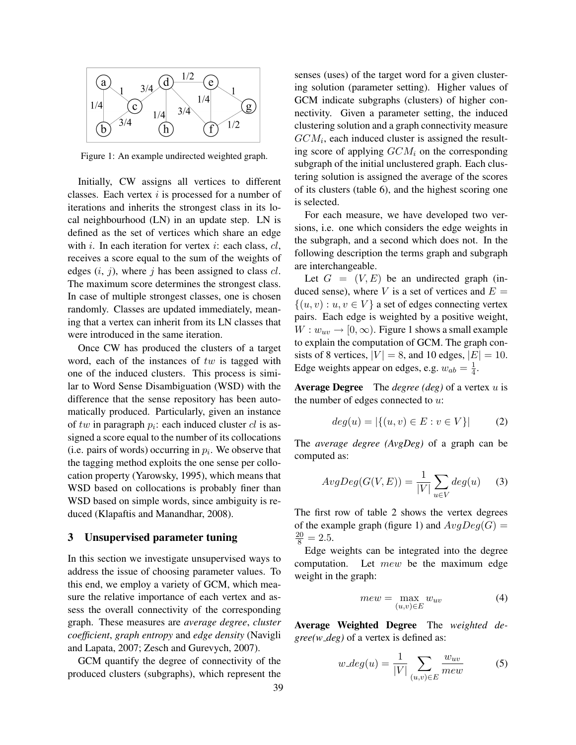Figure 1: An example undirected weighted graph.

Initially, CW assigns all vertices to different classes. Each vertex $i$ is processed for a number of iterations and inherits the strongest class in its local neighbourhood (LN) in an update step. LN is defined as the set of vertices which share an edge with $i$. In each iteration for vertex $i$: each class, $cl$, receives a score equal to the sum of the weights of edges ($i$, $j$), where $j$ has been assigned to class $cl$. The maximum score determines the strongest class. In case of multiple strongest classes, one is chosen randomly. Classes are updated immediately, meaning that a vertex can inherit from its LN classes that were introduced in the same iteration.

Once CW has produced the clusters of a target word, each of the instances of $tw$ is tagged with one of the induced clusters. This process is similar to Word Sense Disambiguation (WSD) with the difference that the sense repository has been automatically produced. Particularly, given an instance of $tw$ in paragraph $p_i$: each induced cluster $cl$ is assigned a score equal to the number of its collocations (i.e. pairs of words) occurring in $p_i$. We observe that the tagging method exploits the one sense per collocation property (Yarowsky, 1995), which means that WSD based on collocations is probably finer than WSD based on simple words, since ambiguity is reduced (Klapaftis and Manandhar, 2008).

## 3 Unsupervised parameter tuning

In this section we investigate unsupervised ways to address the issue of choosing parameter values. To this end, we employ a variety of GCM, which measure the relative importance of each vertex and assess the overall connectivity of the corresponding graph. These measures are *average degree*, *cluster coefficient*, *graph entropy* and *edge density* (Navigli and Lapata, 2007; Zesch and Gurevych, 2007).

GCM quantify the degree of connectivity of the produced clusters (subgraphs), which represent the senses (uses) of the target word for a given clustering solution (parameter setting). Higher values of GCM indicate subgraphs (clusters) of higher connectivity. Given a parameter setting, the induced clustering solution and a graph connectivity measure $GCM_i$, each induced cluster is assigned the resulting score of applying $GCM_i$ on the corresponding subgraph of the initial unclustered graph. Each clustering solution is assigned the average of the scores of its clusters (table 6), and the highest scoring one is selected.

For each measure, we have developed two versions, i.e. one which considers the edge weights in the subgraph, and a second which does not. In the following description the terms graph and subgraph are interchangeable.

Let $G = (V, E)$ be an undirected graph (induced sense), where $V$ is a set of vertices and $E = \{(u, v) : u, v \in V\}$ a set of edges connecting vertex pairs. Each edge is weighted by a positive weight, $W : w_{uv} \rightarrow [0, \infty)$. Figure 1 shows a small example to explain the computation of GCM. The graph consists of 8 vertices, $|V| = 8$, and 10 edges, $|E| = 10$. Edge weights appear on edges, e.g. $w_{ab} = \frac{1}{4}$.

**Average Degree** The *degree (deg)* of a vertex $u$ is the number of edges connected to $u$:

$$deg(u) = |\{(u, v) \in E : v \in V\}| \tag{2}$$

The *average degree (AvgDeg)* of a graph can be computed as:

$$AvgDeg(G(V, E)) = \frac{1}{|V|} \sum_{u \in V} deg(u) \tag{3}$$

The first row of table 2 shows the vertex degrees of the example graph (figure 1) and $AvgDeg(G) = \frac{20}{8} = 2.5$.

Edge weights can be integrated into the degree computation. Let $mew$ be the maximum edge weight in the graph:

$$mew = \max_{(u,v) \in E} w_{uv} \tag{4}$$

**Average Weighted Degree** The *weighted degree(w_deg)* of a vertex is defined as:

$$w\_deg(u) = \frac{1}{|V|} \sum_{(u,v) \in E} \frac{w_{uv}}{mew} \tag{5}$$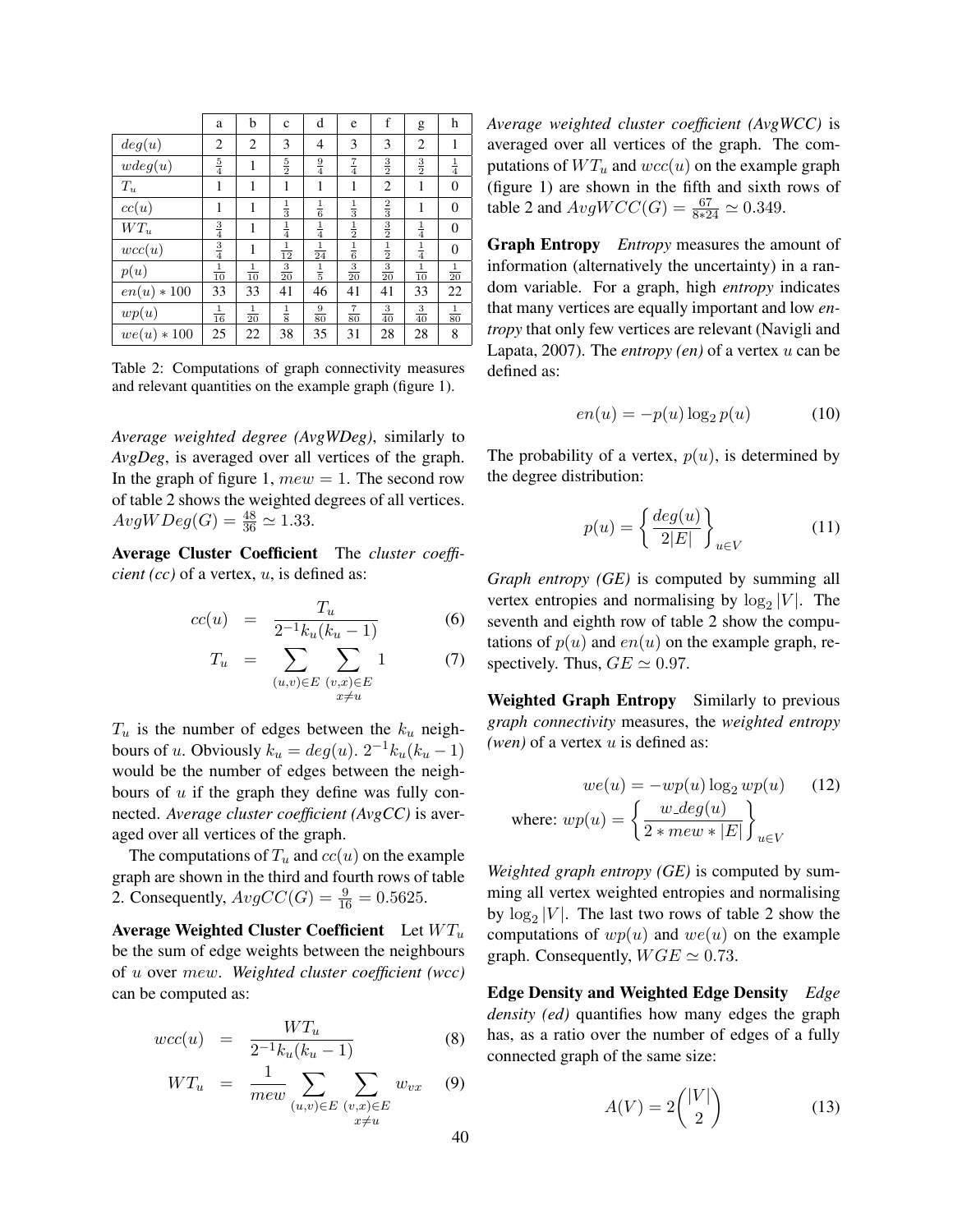|  | a | b | c | d | e | f | g | h |
|---|---|---|---|---|---|---|---|---|
| $deg(u)$ | 2 | 2 | 3 | 4 | 3 | 3 | 2 | 1 |
| $wdeg(u)$ | $\frac{5}{4}$ | 1 | $\frac{5}{2}$ | $\frac{9}{4}$ | $\frac{7}{4}$ | $\frac{3}{2}$ | $\frac{3}{2}$ | $\frac{1}{4}$ |
| $T_u$ | 1 | 1 | 1 | 1 | 1 | 2 | 1 | 0 |
| $cc(u)$ | 1 | 1 | $\frac{1}{3}$ | $\frac{1}{6}$ | $\frac{1}{3}$ | $\frac{2}{3}$ | 1 | 0 |
| $WT_u$ | $\frac{3}{4}$ | 1 | $\frac{1}{4}$ | $\frac{1}{4}$ | $\frac{1}{2}$ | $\frac{3}{2}$ | $\frac{1}{4}$ | 0 |
| $wcc(u)$ | $\frac{3}{4}$ | 1 | $\frac{1}{12}$ | $\frac{1}{24}$ | $\frac{1}{6}$ | $\frac{1}{2}$ | $\frac{1}{4}$ | 0 |
| $p(u)$ | $\frac{1}{10}$ | $\frac{1}{10}$ | $\frac{3}{20}$ | $\frac{1}{5}$ | $\frac{3}{20}$ | $\frac{3}{20}$ | $\frac{1}{10}$ | $\frac{1}{20}$ |
| $en(u) * 100$ | 33 | 33 | 41 | 46 | 41 | 41 | 33 | 22 |
| $wp(u)$ | $\frac{1}{16}$ | $\frac{1}{20}$ | $\frac{1}{8}$ | $\frac{9}{80}$ | $\frac{7}{80}$ | $\frac{3}{40}$ | $\frac{3}{40}$ | $\frac{1}{80}$ |
| $we(u) * 100$ | 25 | 22 | 38 | 35 | 31 | 28 | 28 | 8 |

Table 2: Computations of graph connectivity measures and relevant quantities on the example graph (figure 1).

*Average weighted degree (AvgWDeg)*, similarly to *AvgDeg*, is averaged over all vertices of the graph. In the graph of figure 1, $mew = 1$. The second row of table 2 shows the weighted degrees of all vertices. $AvgWDeg(G) = \frac{48}{36} \simeq 1.33$.

**Average Cluster Coefficient** The *cluster coefficient (cc)* of a vertex, $u$, is defined as:

$$cc(u) = \frac{T_u}{2^{-1}k_u(k_u - 1)} \tag{6}$$

$$T_u = \sum_{(u,v) \in E} \sum_{\substack{(v,x) \in E \\ x \neq u}} 1 \tag{7}$$

$T_u$ is the number of edges between the $k_u$ neighbours of $u$. Obviously $k_u = deg(u)$. $2^{-1}k_u(k_u - 1)$ would be the number of edges between the neighbours of $u$ if the graph they define was fully connected. *Average cluster coefficient (AvgCC)* is averaged over all vertices of the graph.

The computations of $T_u$ and $cc(u)$ on the example graph are shown in the third and fourth rows of table 2. Consequently, $AvgCC(G) = \frac{9}{16} = 0.5625$.

**Average Weighted Cluster Coefficient** Let $WT_u$ be the sum of edge weights between the neighbours of $u$ over $mew$. *Weighted cluster coefficient (wcc)* can be computed as:

$$wcc(u) = \frac{WT_u}{2^{-1}k_u(k_u - 1)} \tag{8}$$

$$WT_u = \frac{1}{mew} \sum_{(u,v) \in E} \sum_{\substack{(v,x) \in E \\ x \neq u}} w_{vx} \tag{9}$$

*Average weighted cluster coefficient (AvgWCC)* is averaged over all vertices of the graph. The computations of $WT_u$ and $wcc(u)$ on the example graph (figure 1) are shown in the fifth and sixth rows of table 2 and $AvgWCC(G) = \frac{67}{8*24} \simeq 0.349$.

**Graph Entropy** *Entropy* measures the amount of information (alternatively the uncertainty) in a random variable. For a graph, high *entropy* indicates that many vertices are equally important and low *entropy* that only few vertices are relevant (Navigli and Lapata, 2007). The *entropy (en)* of a vertex $u$ can be defined as:

$$en(u) = -p(u) \log_2 p(u) \tag{10}$$

The probability of a vertex, $p(u)$, is determined by the degree distribution:

$$p(u) = \left\{ \frac{deg(u)}{2|E|} \right\}_{u \in V} \tag{11}$$

*Graph entropy (GE)* is computed by summing all vertex entropies and normalising by $\log_2 |V|$. The seventh and eighth row of table 2 show the computations of $p(u)$ and $en(u)$ on the example graph, respectively. Thus, $GE \simeq 0.97$.

**Weighted Graph Entropy** Similarly to previous *graph connectivity* measures, the *weighted entropy (wen)* of a vertex $u$ is defined as:

$$we(u) = -wp(u) \log_2 wp(u) \tag{12}$$

$$\text{where: } wp(u) = \left\{ \frac{w\_deg(u)}{2 * mew * |E|} \right\}_{u \in V}$$

*Weighted graph entropy (GE)* is computed by summing all vertex weighted entropies and normalising by $\log_2 |V|$. The last two rows of table 2 show the computations of $wp(u)$ and $we(u)$ on the example graph. Consequently, $WGE \simeq 0.73$.

**Edge Density and Weighted Edge Density** *Edge density (ed)* quantifies how many edges the graph has, as a ratio over the number of edges of a fully connected graph of the same size:

$$A(V) = 2\binom{|V|}{2} \tag{13}$$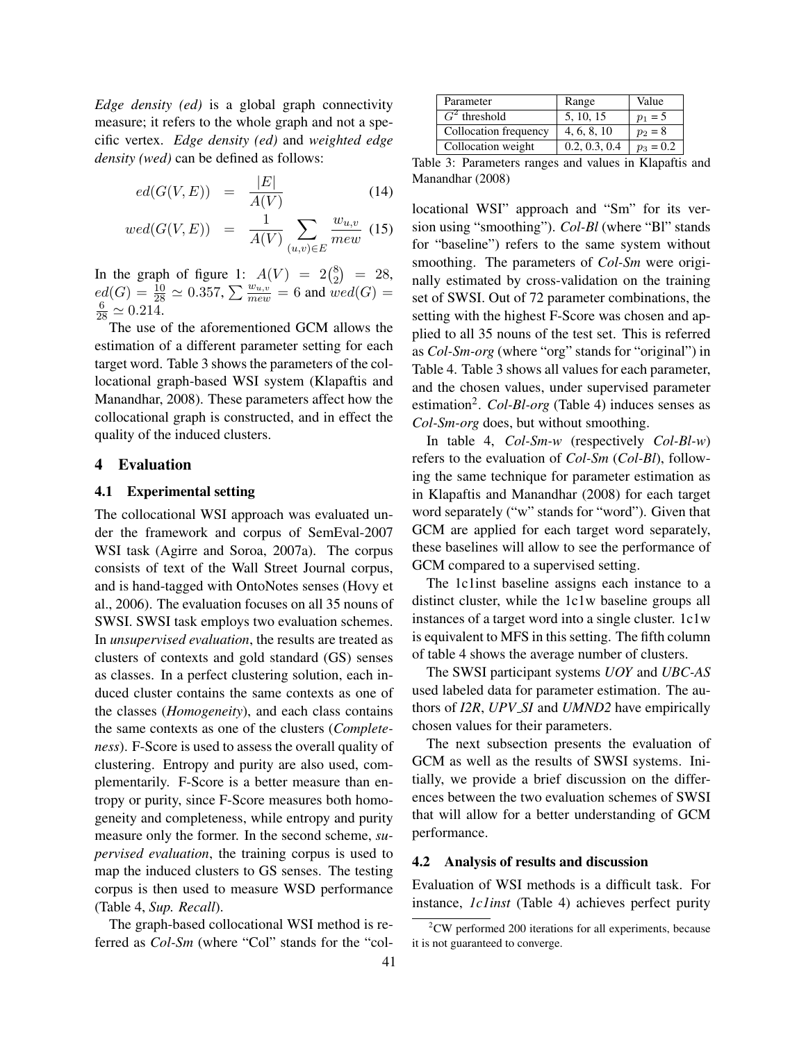*Edge density (ed)* is a global graph connectivity measure; it refers to the whole graph and not a specific vertex. *Edge density (ed)* and *weighted edge density (wed)* can be defined as follows:

$$ed(G(V,E)) = \frac{|E|}{A(V)} \quad (14)$$

$$wed(G(V,E)) = \frac{1}{A(V)} \sum_{(u,v)\in E} \frac{w_{u,v}}{mew} \quad (15)$$

In the graph of figure 1: $A(V) = 2\binom{8}{2} = 28$, $ed(G) = \frac{10}{28} \simeq 0.357$, $\sum \frac{w_{u,v}}{mew} = 6$ and $wed(G) = \frac{6}{28} \simeq 0.214$.

The use of the aforementioned GCM allows the estimation of a different parameter setting for each target word. Table 3 shows the parameters of the collocational graph-based WSI system (Klapaftis and Manandhar, 2008). These parameters affect how the collocational graph is constructed, and in effect the quality of the induced clusters.

| Parameter | Range | Value |
|---|---|---|
| $G^2$ threshold | 5, 10, 15 | $p_1 = 5$ |
| Collocation frequency | 4, 6, 8, 10 | $p_2 = 8$ |
| Collocation weight | 0.2, 0.3, 0.4 | $p_3 = 0.2$ |

Table 3: Parameters ranges and values in Klapaftis and Manandhar (2008)

## 4 Evaluation

### 4.1 Experimental setting

The collocational WSI approach was evaluated under the framework and corpus of SemEval-2007 WSI task (Agirre and Soroa, 2007a). The corpus consists of text of the Wall Street Journal corpus, and is hand-tagged with OntoNotes senses (Hovy et al., 2006). The evaluation focuses on all 35 nouns of SWSI. SWSI task employs two evaluation schemes. In *unsupervised evaluation*, the results are treated as clusters of contexts and gold standard (GS) senses as classes. In a perfect clustering solution, each induced cluster contains the same contexts as one of the classes (*Homogeneity*), and each class contains the same contexts as one of the clusters (*Completeness*). F-Score is used to assess the overall quality of clustering. Entropy and purity are also used, complementarily. F-Score is a better measure than entropy or purity, since F-Score measures both homogeneity and completeness, while entropy and purity measure only the former. In the second scheme, *supervised evaluation*, the training corpus is used to map the induced clusters to GS senses. The testing corpus is then used to measure WSD performance (Table 4, *Sup. Recall*).

The graph-based collocational WSI method is referred as *Col-Sm* (where "Col" stands for the "collocational WSI" approach and "Sm" for its version using "smoothing"). *Col-Bl* (where "Bl" stands for "baseline") refers to the same system without smoothing. The parameters of *Col-Sm* were originally estimated by cross-validation on the training set of SWSI. Out of 72 parameter combinations, the setting with the highest F-Score was chosen and applied to all 35 nouns of the test set. This is referred as *Col-Sm-org* (where "org" stands for "original") in Table 4. Table 3 shows all values for each parameter, and the chosen values, under supervised parameter estimation[2]. *Col-Bl-org* (Table 4) induces senses as *Col-Sm-org* does, but without smoothing.

In table 4, *Col-Sm-w* (respectively *Col-Bl-w*) refers to the evaluation of *Col-Sm* (*Col-Bl*), following the same technique for parameter estimation as in Klapaftis and Manandhar (2008) for each target word separately ("w" stands for "word"). Given that GCM are applied for each target word separately, these baselines will allow to see the performance of GCM compared to a supervised setting.

The 1c1inst baseline assigns each instance to a distinct cluster, while the 1c1w baseline groups all instances of a target word into a single cluster. 1c1w is equivalent to MFS in this setting. The fifth column of table 4 shows the average number of clusters.

The SWSI participant systems *UOY* and *UBC-AS* used labeled data for parameter estimation. The authors of *I2R*, *UPV_SI* and *UMND2* have empirically chosen values for their parameters.

The next subsection presents the evaluation of GCM as well as the results of SWSI systems. Initially, we provide a brief discussion on the differences between the two evaluation schemes of SWSI that will allow for a better understanding of GCM performance.

### 4.2 Analysis of results and discussion

Evaluation of WSI methods is a difficult task. For instance, *1c1inst* (Table 4) achieves perfect purity

[2] CW performed 200 iterations for all experiments, because it is not guaranteed to converge.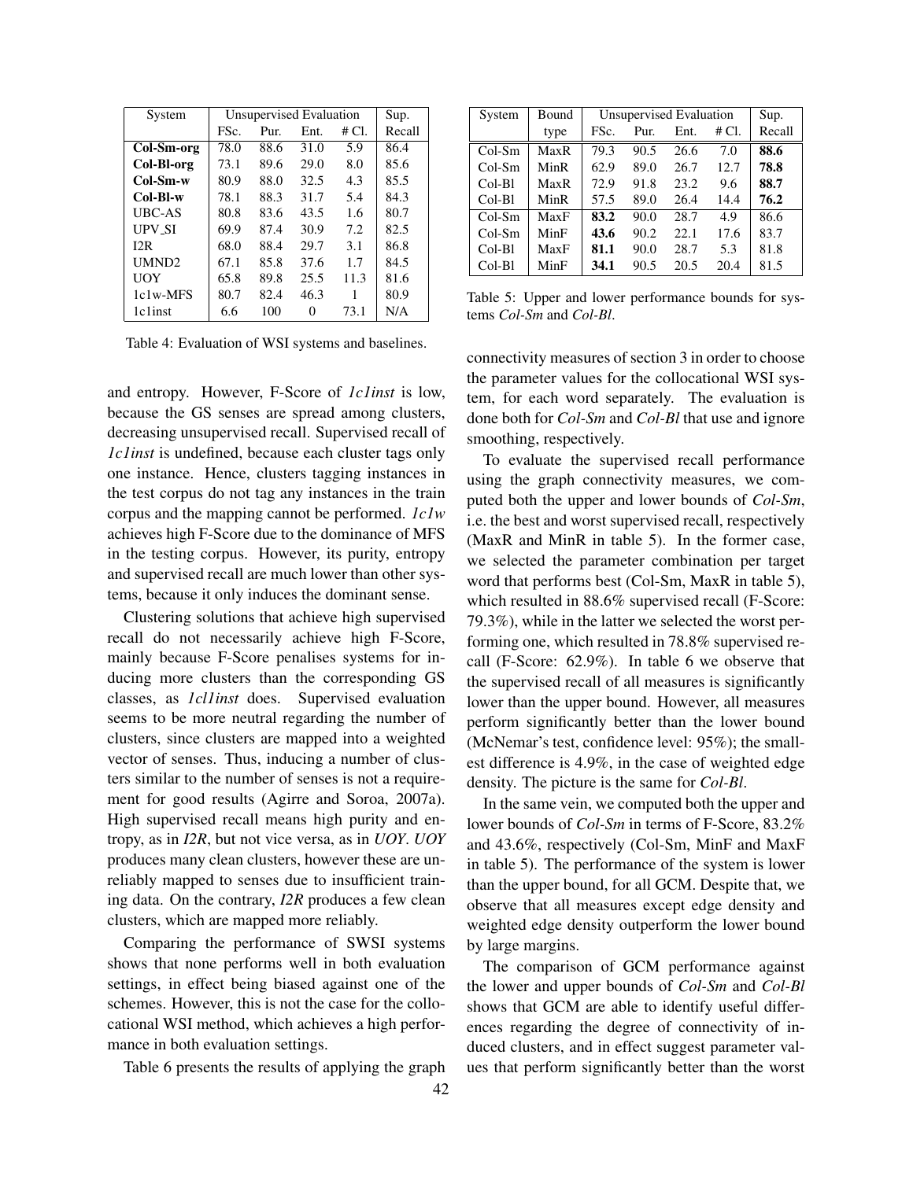| System | Unsupervised Evaluation | | | | Sup. |
|---|---|---|---|---|---|
| | FSc. | Pur. | Ent. | # Cl. | Recall |
| **Col-Sm-org** | 78.0 | 88.6 | 31.0 | 5.9 | 86.4 |
| **Col-Bl-org** | 73.1 | 89.6 | 29.0 | 8.0 | 85.6 |
| **Col-Sm-w** | 80.9 | 88.0 | 32.5 | 4.3 | 85.5 |
| **Col-Bl-w** | 78.1 | 88.3 | 31.7 | 5.4 | 84.3 |
| UBC-AS | 80.8 | 83.6 | 43.5 | 1.6 | 80.7 |
| UPV_SI | 69.9 | 87.4 | 30.9 | 7.2 | 82.5 |
| I2R | 68.0 | 88.4 | 29.7 | 3.1 | 86.8 |
| UMND2 | 67.1 | 85.8 | 37.6 | 1.7 | 84.5 |
| UOY | 65.8 | 89.8 | 25.5 | 11.3 | 81.6 |
| 1c1w-MFS | 80.7 | 82.4 | 46.3 | 1 | 80.9 |
| 1c1inst | 6.6 | 100 | 0 | 73.1 | N/A |

Table 4: Evaluation of WSI systems and baselines.

and entropy. However, F-Score of *1c1inst* is low, because the GS senses are spread among clusters, decreasing unsupervised recall. Supervised recall of *1c1inst* is undefined, because each cluster tags only one instance. Hence, clusters tagging instances in the test corpus do not tag any instances in the train corpus and the mapping cannot be performed. *1c1w* achieves high F-Score due to the dominance of MFS in the testing corpus. However, its purity, entropy and supervised recall are much lower than other systems, because it only induces the dominant sense.

Clustering solutions that achieve high supervised recall do not necessarily achieve high F-Score, mainly because F-Score penalises systems for inducing more clusters than the corresponding GS classes, as *1cl1inst* does. Supervised evaluation seems to be more neutral regarding the number of clusters, since clusters are mapped into a weighted vector of senses. Thus, inducing a number of clusters similar to the number of senses is not a requirement for good results (Agirre and Soroa, 2007a). High supervised recall means high purity and entropy, as in *I2R*, but not vice versa, as in *UOY*. *UOY* produces many clean clusters, however these are unreliably mapped to senses due to insufficient training data. On the contrary, *I2R* produces a few clean clusters, which are mapped more reliably.

Comparing the performance of SWSI systems shows that none performs well in both evaluation settings, in effect being biased against one of the schemes. However, this is not the case for the collocational WSI method, which achieves a high performance in both evaluation settings.

Table 6 presents the results of applying the graph connectivity measures of section 3 in order to choose the parameter values for the collocational WSI system, for each word separately. The evaluation is done both for *Col-Sm* and *Col-Bl* that use and ignore smoothing, respectively.

| System | Bound | Unsupervised Evaluation | | | | Sup. |
|---|---|---|---|---|---|---|
| | type | FSc. | Pur. | Ent. | # Cl. | Recall |
| Col-Sm | MaxR | 79.3 | 90.5 | 26.6 | 7.0 | **88.6** |
| Col-Sm | MinR | 62.9 | 89.0 | 26.7 | 12.7 | **78.8** |
| Col-Bl | MaxR | 72.9 | 91.8 | 23.2 | 9.6 | **88.7** |
| Col-Bl | MinR | 57.5 | 89.0 | 26.4 | 14.4 | **76.2** |
| Col-Sm | MaxF | **83.2** | 90.0 | 28.7 | 4.9 | 86.6 |
| Col-Sm | MinF | **43.6** | 90.2 | 22.1 | 17.6 | 83.7 |
| Col-Bl | MaxF | **81.1** | 90.0 | 28.7 | 5.3 | 81.8 |
| Col-Bl | MinF | **34.1** | 90.5 | 20.5 | 20.4 | 81.5 |

Table 5: Upper and lower performance bounds for systems *Col-Sm* and *Col-Bl*.

To evaluate the supervised recall performance using the graph connectivity measures, we computed both the upper and lower bounds of *Col-Sm*, i.e. the best and worst supervised recall, respectively (MaxR and MinR in table 5). In the former case, we selected the parameter combination per target word that performs best (Col-Sm, MaxR in table 5), which resulted in 88.6% supervised recall (F-Score: 79.3%), while in the latter we selected the worst performing one, which resulted in 78.8% supervised recall (F-Score: 62.9%). In table 6 we observe that the supervised recall of all measures is significantly lower than the upper bound. However, all measures perform significantly better than the lower bound (McNemar's test, confidence level: 95%); the smallest difference is 4.9%, in the case of weighted edge density. The picture is the same for *Col-Bl*.

In the same vein, we computed both the upper and lower bounds of *Col-Sm* in terms of F-Score, 83.2% and 43.6%, respectively (Col-Sm, MinF and MaxF in table 5). The performance of the system is lower than the upper bound, for all GCM. Despite that, we observe that all measures except edge density and weighted edge density outperform the lower bound by large margins.

The comparison of GCM performance against the lower and upper bounds of *Col-Sm* and *Col-Bl* shows that GCM are able to identify useful differences regarding the degree of connectivity of induced clusters, and in effect suggest parameter values that perform significantly better than the worst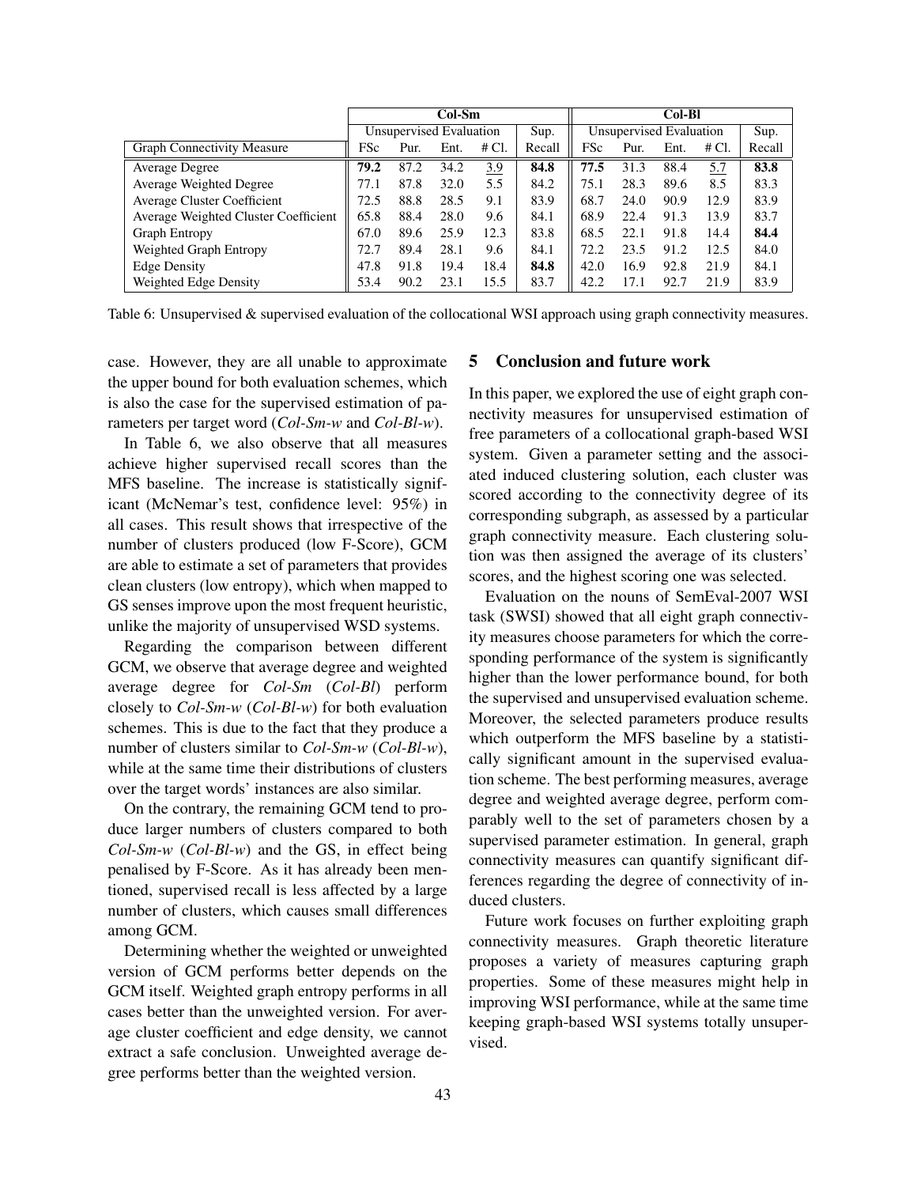| | Col-Sm | | | | | Col-Bl | | | | |
|---|---|---|---|---|---|---|---|---|---|---|
| | Unsupervised Evaluation | | | | Sup. | Unsupervised Evaluation | | | | Sup. |
| Graph Connectivity Measure | FSc | Pur. | Ent. | # Cl. | Recall | FSc | Pur. | Ent. | # Cl. | Recall |
| Average Degree | **79.2** | 87.2 | 34.2 | <u>3.9</u> | **84.8** | **77.5** | 31.3 | 88.4 | <u>5.7</u> | **83.8** |
| Average Weighted Degree | 77.1 | 87.8 | 32.0 | 5.5 | 84.2 | 75.1 | 28.3 | 89.6 | 8.5 | 83.3 |
| Average Cluster Coefficient | 72.5 | 88.8 | 28.5 | 9.1 | 83.9 | 68.7 | 24.0 | 90.9 | 12.9 | 83.9 |
| Average Weighted Cluster Coefficient | 65.8 | 88.4 | 28.0 | 9.6 | 84.1 | 68.9 | 22.4 | 91.3 | 13.9 | 83.7 |
| Graph Entropy | 67.0 | 89.6 | 25.9 | 12.3 | 83.8 | 68.5 | 22.1 | 91.8 | 14.4 | **84.4** |
| Weighted Graph Entropy | 72.7 | 89.4 | 28.1 | 9.6 | 84.1 | 72.2 | 23.5 | 91.2 | 12.5 | 84.0 |
| Edge Density | 47.8 | 91.8 | 19.4 | 18.4 | **84.8** | 42.0 | 16.9 | 92.8 | 21.9 | 84.1 |
| Weighted Edge Density | 53.4 | 90.2 | 23.1 | 15.5 | 83.7 | 42.2 | 17.1 | 92.7 | 21.9 | 83.9 |

Table 6: Unsupervised & supervised evaluation of the collocational WSI approach using graph connectivity measures.

case. However, they are all unable to approximate the upper bound for both evaluation schemes, which is also the case for the supervised estimation of parameters per target word (*Col-Sm-w* and *Col-Bl-w*).

In Table 6, we also observe that all measures achieve higher supervised recall scores than the MFS baseline. The increase is statistically significant (McNemar's test, confidence level: 95%) in all cases. This result shows that irrespective of the number of clusters produced (low F-Score), GCM are able to estimate a set of parameters that provides clean clusters (low entropy), which when mapped to GS senses improve upon the most frequent heuristic, unlike the majority of unsupervised WSD systems.

Regarding the comparison between different GCM, we observe that average degree and weighted average degree for *Col-Sm* (*Col-Bl*) perform closely to *Col-Sm-w* (*Col-Bl-w*) for both evaluation schemes. This is due to the fact that they produce a number of clusters similar to *Col-Sm-w* (*Col-Bl-w*), while at the same time their distributions of clusters over the target words' instances are also similar.

On the contrary, the remaining GCM tend to produce larger numbers of clusters compared to both *Col-Sm-w* (*Col-Bl-w*) and the GS, in effect being penalised by F-Score. As it has already been mentioned, supervised recall is less affected by a large number of clusters, which causes small differences among GCM.

Determining whether the weighted or unweighted version of GCM performs better depends on the GCM itself. Weighted graph entropy performs in all cases better than the unweighted version. For average cluster coefficient and edge density, we cannot extract a safe conclusion. Unweighted average degree performs better than the weighted version.

## 5 Conclusion and future work

In this paper, we explored the use of eight graph connectivity measures for unsupervised estimation of free parameters of a collocational graph-based WSI system. Given a parameter setting and the associated induced clustering solution, each cluster was scored according to the connectivity degree of its corresponding subgraph, as assessed by a particular graph connectivity measure. Each clustering solution was then assigned the average of its clusters' scores, and the highest scoring one was selected.

Evaluation on the nouns of SemEval-2007 WSI task (SWSI) showed that all eight graph connectivity measures choose parameters for which the corresponding performance of the system is significantly higher than the lower performance bound, for both the supervised and unsupervised evaluation scheme. Moreover, the selected parameters produce results which outperform the MFS baseline by a statistically significant amount in the supervised evaluation scheme. The best performing measures, average degree and weighted average degree, perform comparably well to the set of parameters chosen by a supervised parameter estimation. In general, graph connectivity measures can quantify significant differences regarding the degree of connectivity of induced clusters.

Future work focuses on further exploiting graph connectivity measures. Graph theoretic literature proposes a variety of measures capturing graph properties. Some of these measures might help in improving WSI performance, while at the same time keeping graph-based WSI systems totally unsupervised.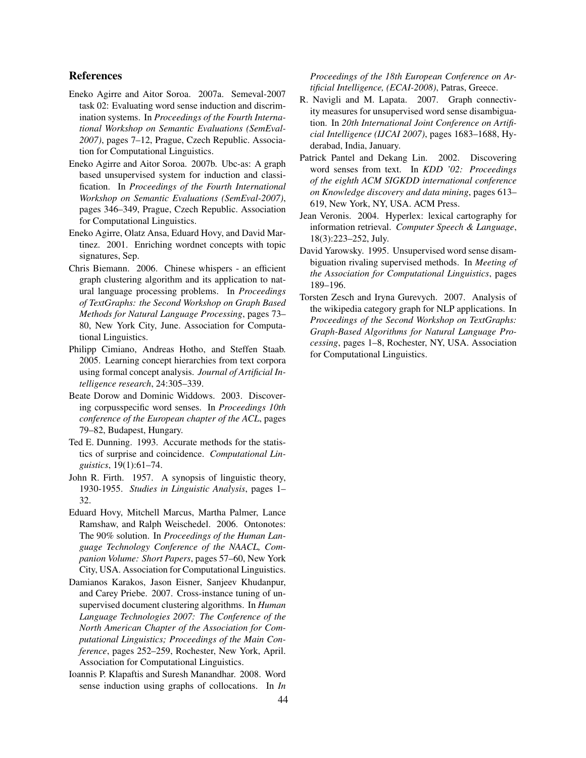## References

Eneko Agirre and Aitor Soroa. 2007a. Semeval-2007 task 02: Evaluating word sense induction and discrimination systems. In *Proceedings of the Fourth International Workshop on Semantic Evaluations (SemEval-2007)*, pages 7–12, Prague, Czech Republic. Association for Computational Linguistics.

Eneko Agirre and Aitor Soroa. 2007b. Ubc-as: A graph based unsupervised system for induction and classification. In *Proceedings of the Fourth International Workshop on Semantic Evaluations (SemEval-2007)*, pages 346–349, Prague, Czech Republic. Association for Computational Linguistics.

Eneko Agirre, Olatz Ansa, Eduard Hovy, and David Martinez. 2001. Enriching wordnet concepts with topic signatures, Sep.

Chris Biemann. 2006. Chinese whispers - an efficient graph clustering algorithm and its application to natural language processing problems. In *Proceedings of TextGraphs: the Second Workshop on Graph Based Methods for Natural Language Processing*, pages 73–80, New York City, June. Association for Computational Linguistics.

Philipp Cimiano, Andreas Hotho, and Steffen Staab. 2005. Learning concept hierarchies from text corpora using formal concept analysis. *Journal of Artificial Intelligence research*, 24:305–339.

Beate Dorow and Dominic Widdows. 2003. Discovering corpusspecific word senses. In *Proceedings 10th conference of the European chapter of the ACL*, pages 79–82, Budapest, Hungary.

Ted E. Dunning. 1993. Accurate methods for the statistics of surprise and coincidence. *Computational Linguistics*, 19(1):61–74.

John R. Firth. 1957. A synopsis of linguistic theory, 1930-1955. *Studies in Linguistic Analysis*, pages 1–32.

Eduard Hovy, Mitchell Marcus, Martha Palmer, Lance Ramshaw, and Ralph Weischedel. 2006. Ontonotes: The 90% solution. In *Proceedings of the Human Language Technology Conference of the NAACL, Companion Volume: Short Papers*, pages 57–60, New York City, USA. Association for Computational Linguistics.

Damianos Karakos, Jason Eisner, Sanjeev Khudanpur, and Carey Priebe. 2007. Cross-instance tuning of unsupervised document clustering algorithms. In *Human Language Technologies 2007: The Conference of the North American Chapter of the Association for Computational Linguistics; Proceedings of the Main Conference*, pages 252–259, Rochester, New York, April. Association for Computational Linguistics.

Ioannis P. Klapaftis and Suresh Manandhar. 2008. Word sense induction using graphs of collocations. In *In Proceedings of the 18th European Conference on Artificial Intelligence, (ECAI-2008)*, Patras, Greece.

R. Navigli and M. Lapata. 2007. Graph connectivity measures for unsupervised word sense disambiguation. In *20th International Joint Conference on Artificial Intelligence (IJCAI 2007)*, pages 1683–1688, Hyderabad, India, January.

Patrick Pantel and Dekang Lin. 2002. Discovering word senses from text. In *KDD '02: Proceedings of the eighth ACM SIGKDD international conference on Knowledge discovery and data mining*, pages 613–619, New York, NY, USA. ACM Press.

Jean Veronis. 2004. Hyperlex: lexical cartography for information retrieval. *Computer Speech & Language*, 18(3):223–252, July.

David Yarowsky. 1995. Unsupervised word sense disambiguation rivaling supervised methods. In *Meeting of the Association for Computational Linguistics*, pages 189–196.

Torsten Zesch and Iryna Gurevych. 2007. Analysis of the wikipedia category graph for NLP applications. In *Proceedings of the Second Workshop on TextGraphs: Graph-Based Algorithms for Natural Language Processing*, pages 1–8, Rochester, NY, USA. Association for Computational Linguistics.